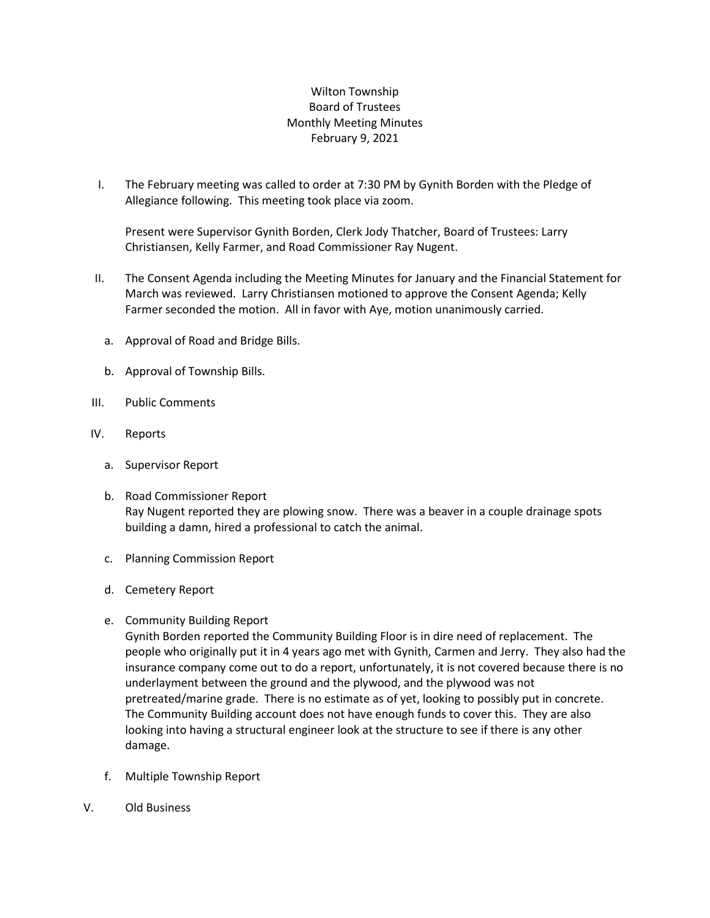# Wilton Township
## Board of Trustees
## Monthly Meeting Minutes
## February 9, 2021

I. The February meeting was called to order at 7:30 PM by Gynith Borden with the Pledge of Allegiance following. This meeting took place via zoom.

   Present were Supervisor Gynith Borden, Clerk Jody Thatcher, Board of Trustees: Larry Christiansen, Kelly Farmer, and Road Commissioner Ray Nugent.

II. The Consent Agenda including the Meeting Minutes for January and the Financial Statement for March was reviewed. Larry Christiansen motioned to approve the Consent Agenda; Kelly Farmer seconded the motion. All in favor with Aye, motion unanimously carried.

   a. Approval of Road and Bridge Bills.

   b. Approval of Township Bills.

III. Public Comments

IV. Reports

   a. Supervisor Report

   b. Road Commissioner Report
      Ray Nugent reported they are plowing snow. There was a beaver in a couple drainage spots building a damn, hired a professional to catch the animal.

   c. Planning Commission Report

   d. Cemetery Report

   e. Community Building Report
      Gynith Borden reported the Community Building Floor is in dire need of replacement. The people who originally put it in 4 years ago met with Gynith, Carmen and Jerry. They also had the insurance company come out to do a report, unfortunately, it is not covered because there is no underlayment between the ground and the plywood, and the plywood was not pretreated/marine grade. There is no estimate as of yet, looking to possibly put in concrete. The Community Building account does not have enough funds to cover this. They are also looking into having a structural engineer look at the structure to see if there is any other damage.

   f. Multiple Township Report

V. Old Business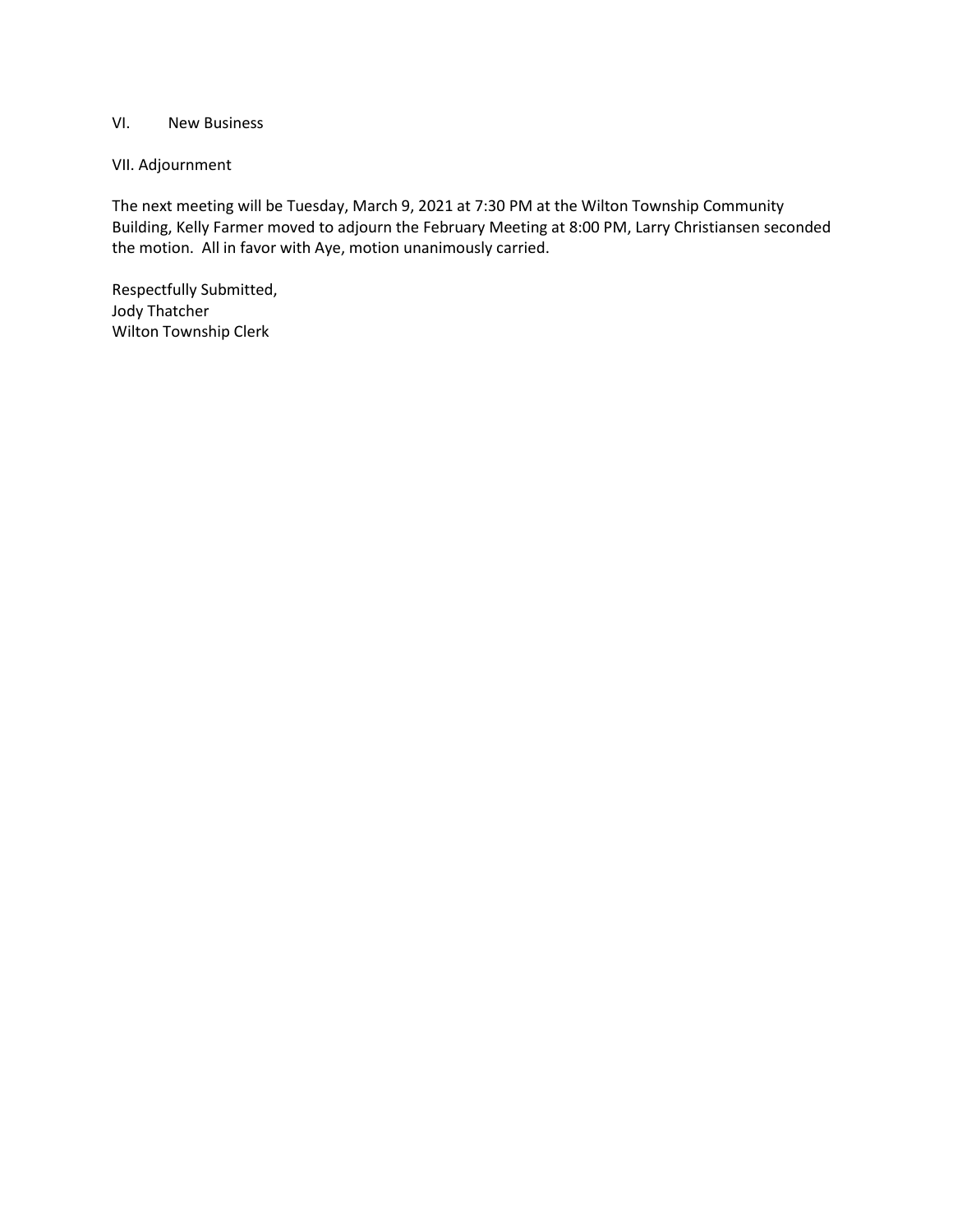VI. New Business

VII. Adjournment

The next meeting will be Tuesday, March 9, 2021 at 7:30 PM at the Wilton Township Community Building, Kelly Farmer moved to adjourn the February Meeting at 8:00 PM, Larry Christiansen seconded the motion. All in favor with Aye, motion unanimously carried.

Respectfully Submitted,  
Jody Thatcher  
Wilton Township Clerk